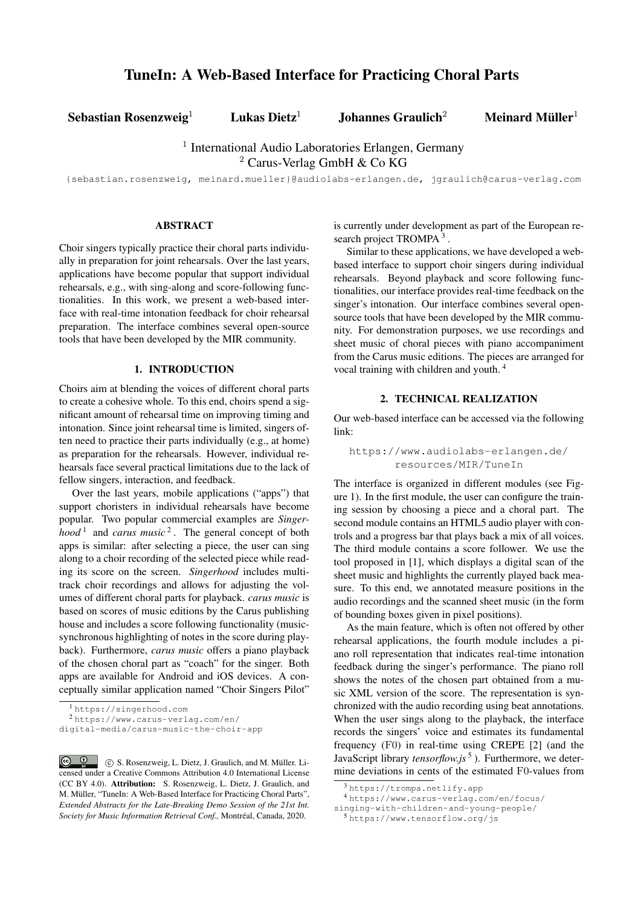# TuneIn: A Web-Based Interface for Practicing Choral Parts

**Sebastian Rosenzweig**[1] **Lukas Dietz**[1] **Johannes Graulich**[2] **Meinard Müller**[1]

[1] International Audio Laboratories Erlangen, Germany
[2] Carus-Verlag GmbH & Co KG

{sebastian.rosenzweig, meinard.mueller}@audiolabs-erlangen.de, jgraulich@carus-verlag.com

## ABSTRACT

Choir singers typically practice their choral parts individually in preparation for joint rehearsals. Over the last years, applications have become popular that support individual rehearsals, e.g., with sing-along and score-following functionalities. In this work, we present a web-based interface with real-time intonation feedback for choir rehearsal preparation. The interface combines several open-source tools that have been developed by the MIR community.

## 1. INTRODUCTION

Choirs aim at blending the voices of different choral parts to create a cohesive whole. To this end, choirs spend a significant amount of rehearsal time on improving timing and intonation. Since joint rehearsal time is limited, singers often need to practice their parts individually (e.g., at home) as preparation for the rehearsals. However, individual rehearsals face several practical limitations due to the lack of fellow singers, interaction, and feedback.

Over the last years, mobile applications ("apps") that support choristers in individual rehearsals have become popular. Two popular commercial examples are *Singerhood* [1] and *carus music* [2]. The general concept of both apps is similar: after selecting a piece, the user can sing along to a choir recording of the selected piece while reading its score on the screen. *Singerhood* includes multi-track choir recordings and allows for adjusting the volumes of different choral parts for playback. *carus music* is based on scores of music editions by the Carus publishing house and includes a score following functionality (music-synchronous highlighting of notes in the score during playback). Furthermore, *carus music* offers a piano playback of the chosen choral part as "coach" for the singer. Both apps are available for Android and iOS devices. A conceptually similar application named "Choir Singers Pilot" is currently under development as part of the European research project TROMPA [3].

Similar to these applications, we have developed a web-based interface to support choir singers during individual rehearsals. Beyond playback and score following functionalities, our interface provides real-time feedback on the singer's intonation. Our interface combines several open-source tools that have been developed by the MIR community. For demonstration purposes, we use recordings and sheet music of choral pieces with piano accompaniment from the Carus music editions. The pieces are arranged for vocal training with children and youth. [4]

## 2. TECHNICAL REALIZATION

Our web-based interface can be accessed via the following link:

https://www.audiolabs-erlangen.de/resources/MIR/TuneIn

The interface is organized in different modules (see Figure 1). In the first module, the user can configure the training session by choosing a piece and a choral part. The second module contains an HTML5 audio player with controls and a progress bar that plays back a mix of all voices. The third module contains a score follower. We use the tool proposed in [1], which displays a digital scan of the sheet music and highlights the currently played back measure. To this end, we annotated measure positions in the audio recordings and the scanned sheet music (in the form of bounding boxes given in pixel positions).

As the main feature, which is often not offered by other rehearsal applications, the fourth module includes a piano roll representation that indicates real-time intonation feedback during the singer's performance. The piano roll shows the notes of the chosen part obtained from a music XML version of the score. The representation is synchronized with the audio recording using beat annotations. When the user sings along to the playback, the interface records the singers' voice and estimates its fundamental frequency (F0) in real-time using CREPE [2] (and the JavaScript library *tensorflow.js* [5]). Furthermore, we determine deviations in cents of the estimated F0-values from

[1] https://singerhood.com

[2] https://www.carus-verlag.com/en/digital-media/carus-music-the-choir-app

[3] https://trompa.netlify.app

[4] https://www.carus-verlag.com/en/focus/singing-with-children-and-young-people/

[5] https://www.tensorflow.org/js

© S. Rosenzweig, L. Dietz, J. Graulich, and M. Müller. Licensed under a Creative Commons Attribution 4.0 International License (CC BY 4.0). **Attribution:** S. Rosenzweig, L. Dietz, J. Graulich, and M. Müller, "TuneIn: A Web-Based Interface for Practicing Choral Parts", *Extended Abstracts for the Late-Breaking Demo Session of the 21st Int. Society for Music Information Retrieval Conf.,* Montréal, Canada, 2020.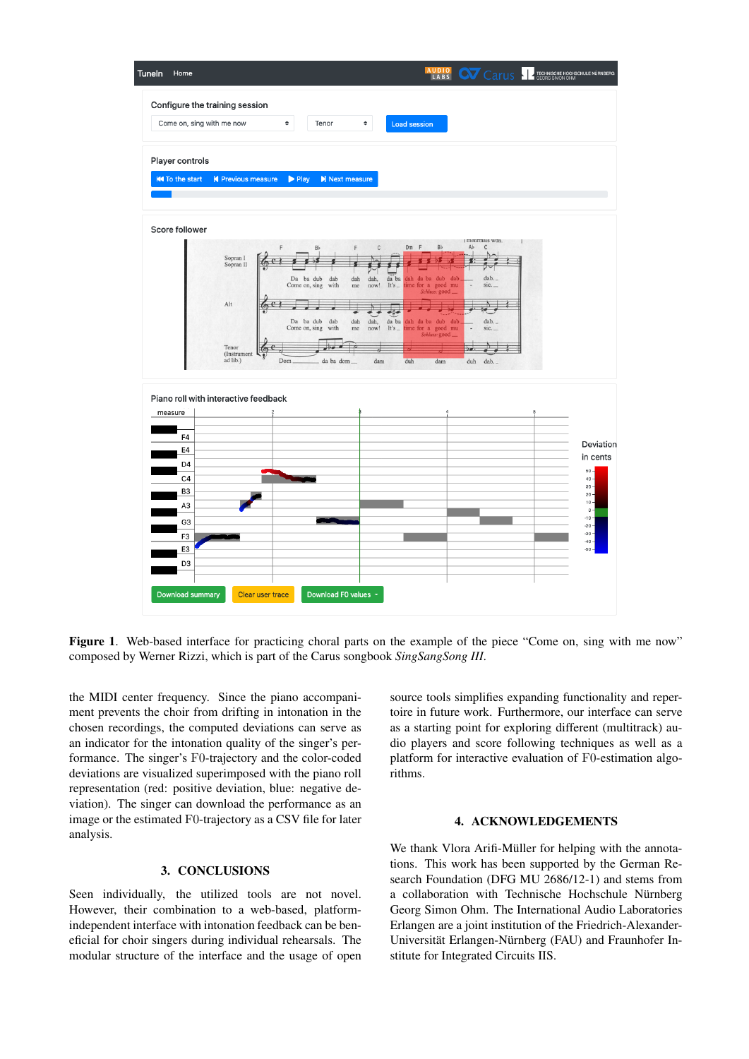**Figure 1**. Web-based interface for practicing choral parts on the example of the piece "Come on, sing with me now" composed by Werner Rizzi, which is part of the Carus songbook *SingSangSong III*.

the MIDI center frequency. Since the piano accompaniment prevents the choir from drifting in intonation in the chosen recordings, the computed deviations can serve as an indicator for the intonation quality of the singer's performance. The singer's F0-trajectory and the color-coded deviations are visualized superimposed with the piano roll representation (red: positive deviation, blue: negative deviation). The singer can download the performance as an image or the estimated F0-trajectory as a CSV file for later analysis.

## 3. CONCLUSIONS

Seen individually, the utilized tools are not novel. However, their combination to a web-based, platform-independent interface with intonation feedback can be beneficial for choir singers during individual rehearsals. The modular structure of the interface and the usage of open source tools simplifies expanding functionality and repertoire in future work. Furthermore, our interface can serve as a starting point for exploring different (multitrack) audio players and score following techniques as well as a platform for interactive evaluation of F0-estimation algorithms.

## 4. ACKNOWLEDGEMENTS

We thank Vlora Arifi-Müller for helping with the annotations. This work has been supported by the German Research Foundation (DFG MU 2686/12-1) and stems from a collaboration with Technische Hochschule Nürnberg Georg Simon Ohm. The International Audio Laboratories Erlangen are a joint institution of the Friedrich-Alexander-Universität Erlangen-Nürnberg (FAU) and Fraunhofer Institute for Integrated Circuits IIS.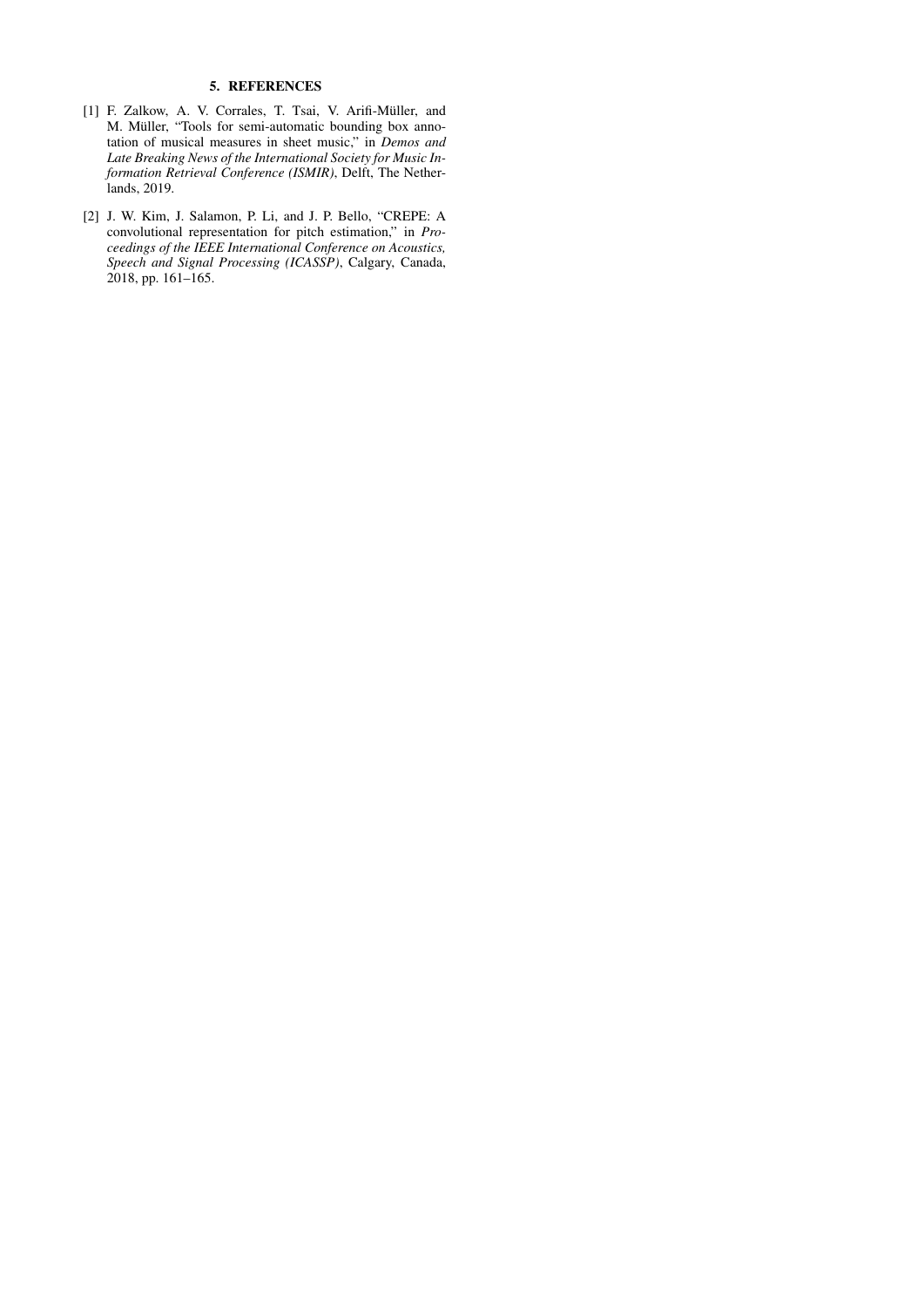## 5. REFERENCES

[1] F. Zalkow, A. V. Corrales, T. Tsai, V. Arifi-Müller, and M. Müller, "Tools for semi-automatic bounding box annotation of musical measures in sheet music," in *Demos and Late Breaking News of the International Society for Music Information Retrieval Conference (ISMIR)*, Delft, The Netherlands, 2019.

[2] J. W. Kim, J. Salamon, P. Li, and J. P. Bello, "CREPE: A convolutional representation for pitch estimation," in *Proceedings of the IEEE International Conference on Acoustics, Speech and Signal Processing (ICASSP)*, Calgary, Canada, 2018, pp. 161–165.